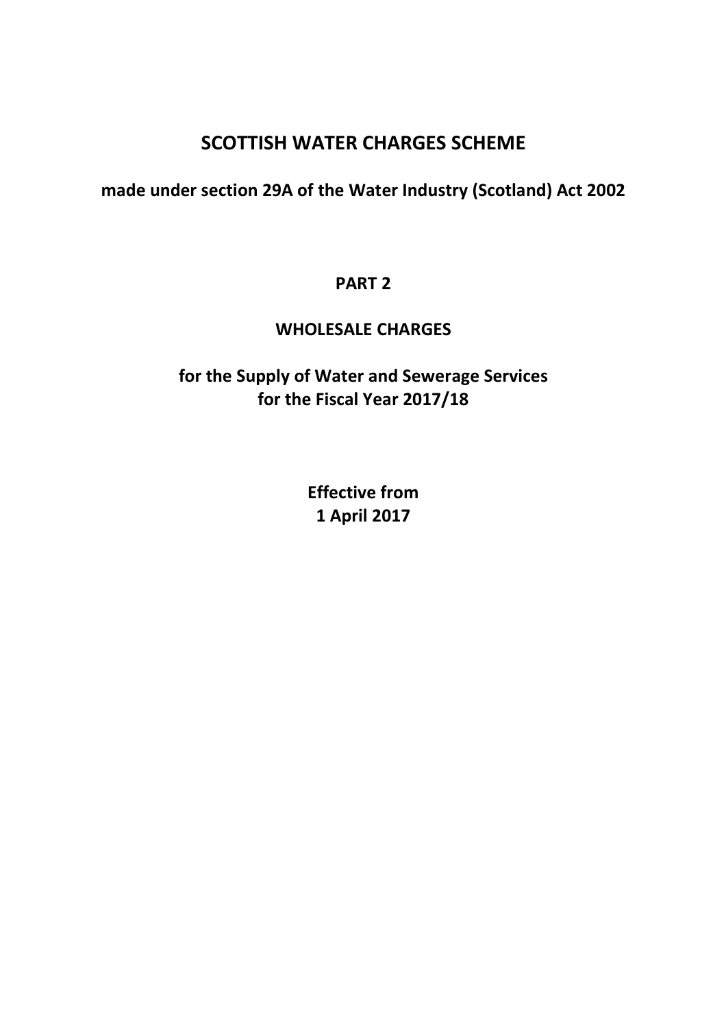# SCOTTISH WATER CHARGES SCHEME

## made under section 29A of the Water Industry (Scotland) Act 2002

## PART 2

## WHOLESALE CHARGES

## for the Supply of Water and Sewerage Services for the Fiscal Year 2017/18

**Effective from**
**1 April 2017**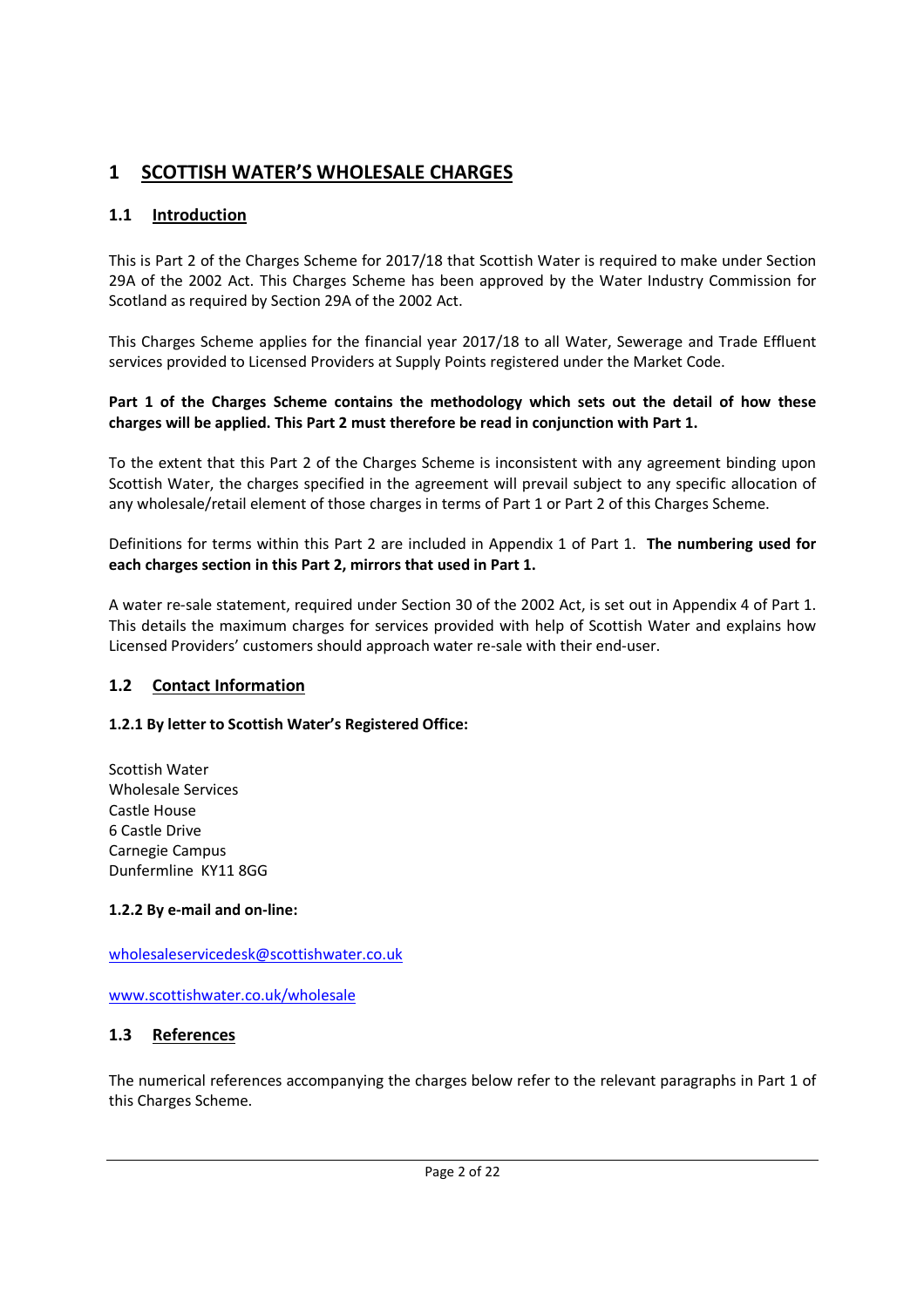# 1 SCOTTISH WATER'S WHOLESALE CHARGES

## 1.1 Introduction

This is Part 2 of the Charges Scheme for 2017/18 that Scottish Water is required to make under Section 29A of the 2002 Act. This Charges Scheme has been approved by the Water Industry Commission for Scotland as required by Section 29A of the 2002 Act.

This Charges Scheme applies for the financial year 2017/18 to all Water, Sewerage and Trade Effluent services provided to Licensed Providers at Supply Points registered under the Market Code.

**Part 1 of the Charges Scheme contains the methodology which sets out the detail of how these charges will be applied. This Part 2 must therefore be read in conjunction with Part 1.**

To the extent that this Part 2 of the Charges Scheme is inconsistent with any agreement binding upon Scottish Water, the charges specified in the agreement will prevail subject to any specific allocation of any wholesale/retail element of those charges in terms of Part 1 or Part 2 of this Charges Scheme.

Definitions for terms within this Part 2 are included in Appendix 1 of Part 1. **The numbering used for each charges section in this Part 2, mirrors that used in Part 1.**

A water re-sale statement, required under Section 30 of the 2002 Act, is set out in Appendix 4 of Part 1. This details the maximum charges for services provided with help of Scottish Water and explains how Licensed Providers' customers should approach water re-sale with their end-user.

## 1.2 Contact Information

### 1.2.1 By letter to Scottish Water's Registered Office:

Scottish Water
Wholesale Services
Castle House
6 Castle Drive
Carnegie Campus
Dunfermline KY11 8GG

### 1.2.2 By e-mail and on-line:

wholesaleservicedesk@scottishwater.co.uk

www.scottishwater.co.uk/wholesale

## 1.3 References

The numerical references accompanying the charges below refer to the relevant paragraphs in Part 1 of this Charges Scheme.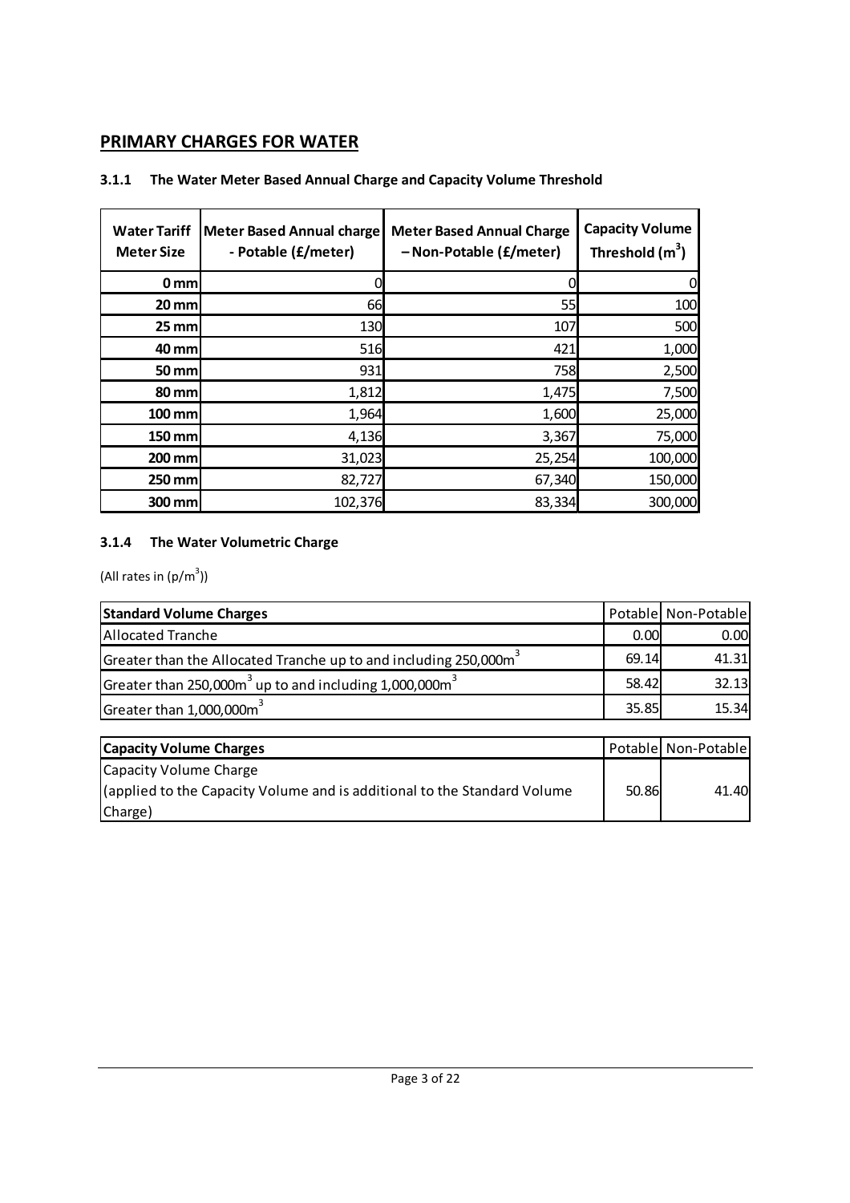## PRIMARY CHARGES FOR WATER

### 3.1.1 The Water Meter Based Annual Charge and Capacity Volume Threshold

| Water Tariff Meter Size | Meter Based Annual charge - Potable (£/meter) | Meter Based Annual Charge – Non-Potable (£/meter) | Capacity Volume Threshold ($m^3$) |
|---|---|---|---|
| 0 mm | 0 | 0 | 0 |
| 20 mm | 66 | 55 | 100 |
| 25 mm | 130 | 107 | 500 |
| 40 mm | 516 | 421 | 1,000 |
| 50 mm | 931 | 758 | 2,500 |
| 80 mm | 1,812 | 1,475 | 7,500 |
| 100 mm | 1,964 | 1,600 | 25,000 |
| 150 mm | 4,136 | 3,367 | 75,000 |
| 200 mm | 31,023 | 25,254 | 100,000 |
| 250 mm | 82,727 | 67,340 | 150,000 |
| 300 mm | 102,376 | 83,334 | 300,000 |

### 3.1.4 The Water Volumetric Charge

(All rates in ($p/m^3$))

| Standard Volume Charges | Potable | Non-Potable |
|---|---|---|
| Allocated Tranche | 0.00 | 0.00 |
| Greater than the Allocated Tranche up to and including 250,000$m^3$ | 69.14 | 41.31 |
| Greater than 250,000$m^3$ up to and including 1,000,000$m^3$ | 58.42 | 32.13 |
| Greater than 1,000,000$m^3$ | 35.85 | 15.34 |

| Capacity Volume Charges | Potable | Non-Potable |
|---|---|---|
| Capacity Volume Charge (applied to the Capacity Volume and is additional to the Standard Volume Charge) | 50.86 | 41.40 |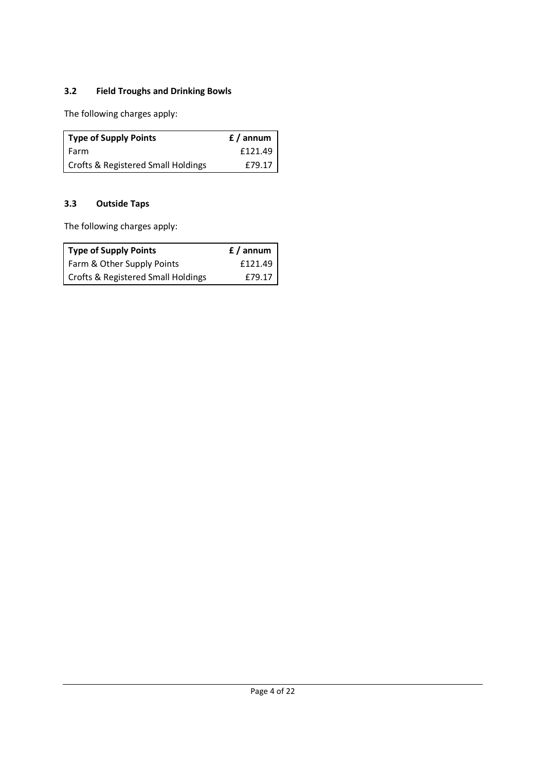### 3.2 Field Troughs and Drinking Bowls

The following charges apply:

| Type of Supply Points | £ / annum |
|---|---|
| Farm | £121.49 |
| Crofts & Registered Small Holdings | £79.17 |

### 3.3 Outside Taps

The following charges apply:

| Type of Supply Points | £ / annum |
|---|---|
| Farm & Other Supply Points | £121.49 |
| Crofts & Registered Small Holdings | £79.17 |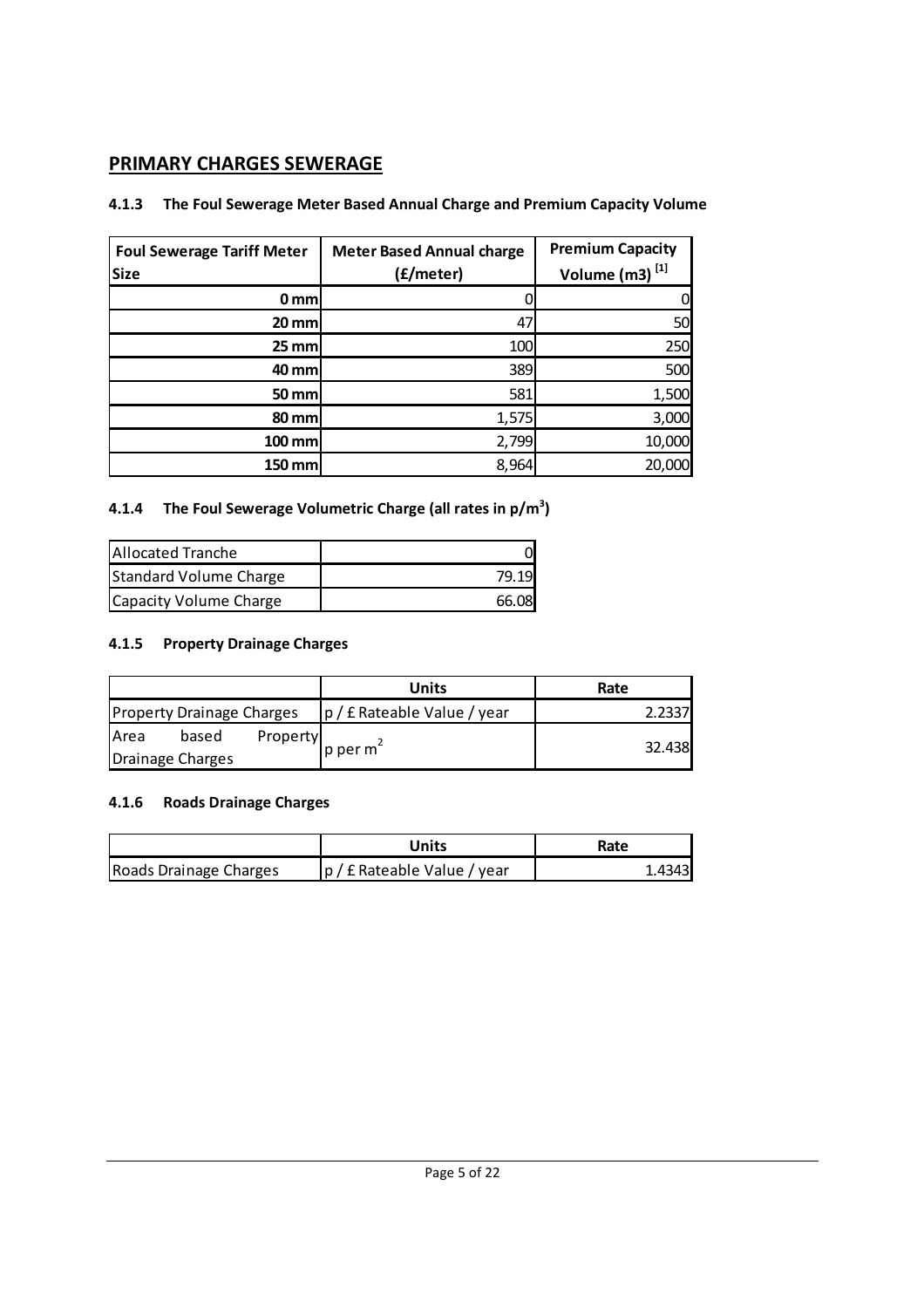## PRIMARY CHARGES SEWERAGE

### 4.1.3 The Foul Sewerage Meter Based Annual Charge and Premium Capacity Volume

| Foul Sewerage Tariff Meter Size | Meter Based Annual charge (£/meter) | Premium Capacity Volume (m3) [1] |
|---|---|---|
| 0 mm | 0 | 0 |
| 20 mm | 47 | 50 |
| 25 mm | 100 | 250 |
| 40 mm | 389 | 500 |
| 50 mm | 581 | 1,500 |
| 80 mm | 1,575 | 3,000 |
| 100 mm | 2,799 | 10,000 |
| 150 mm | 8,964 | 20,000 |

### 4.1.4 The Foul Sewerage Volumetric Charge (all rates in p/$m^3$)

| | |
|---|---|
| Allocated Tranche | 0 |
| Standard Volume Charge | 79.19 |
| Capacity Volume Charge | 66.08 |

### 4.1.5 Property Drainage Charges

| | Units | Rate |
|---|---|---|
| Property Drainage Charges | p / £ Rateable Value / year | 2.2337 |
| Area based Property Drainage Charges | p per $m^2$ | 32.438 |

### 4.1.6 Roads Drainage Charges

| | Units | Rate |
|---|---|---|
| Roads Drainage Charges | p / £ Rateable Value / year | 1.4343 |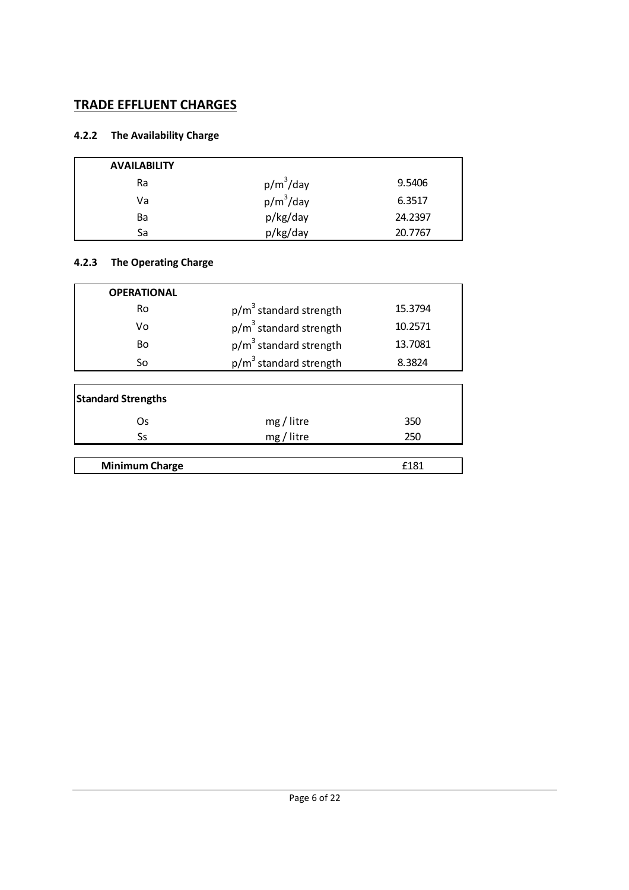## TRADE EFFLUENT CHARGES

### 4.2.2 The Availability Charge

| AVAILABILITY | | |
|---|---|---|
| Ra | $p/m^3/day$ | 9.5406 |
| Va | $p/m^3/day$ | 6.3517 |
| Ba | p/kg/day | 24.2397 |
| Sa | p/kg/day | 20.7767 |

### 4.2.3 The Operating Charge

| OPERATIONAL | | |
|---|---|---|
| Ro | $p/m^3$ standard strength | 15.3794 |
| Vo | $p/m^3$ standard strength | 10.2571 |
| Bo | $p/m^3$ standard strength | 13.7081 |
| So | $p/m^3$ standard strength | 8.3824 |

| Standard Strengths | | |
|---|---|---|
| Os | mg / litre | 350 |
| Ss | mg / litre | 250 |

| Minimum Charge | £181 |
|---|---|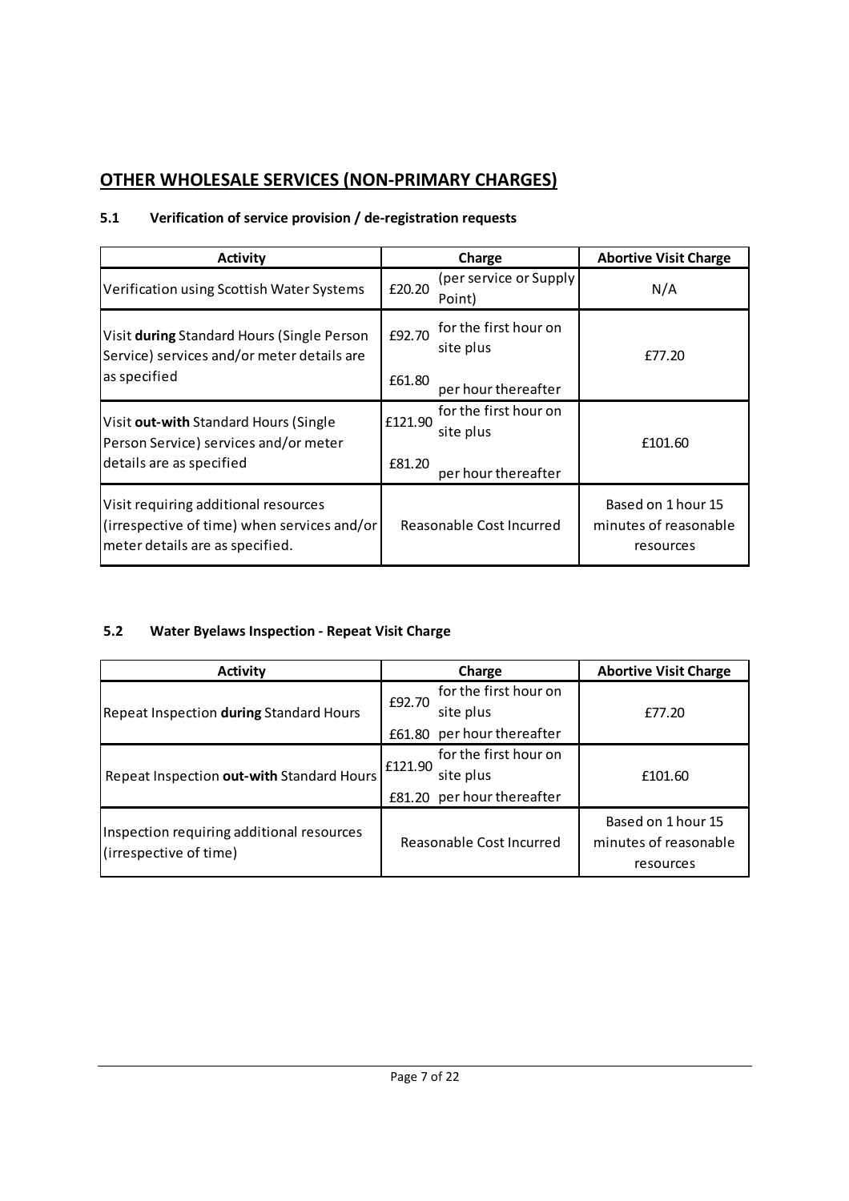## OTHER WHOLESALE SERVICES (NON-PRIMARY CHARGES)

### 5.1 Verification of service provision / de-registration requests

| Activity | Charge | Abortive Visit Charge |
|---|---|---|
| Verification using Scottish Water Systems | £20.20 (per service or Supply Point) | N/A |
| Visit **during** Standard Hours (Single Person Service) services and/or meter details are as specified | £92.70 for the first hour on site plus £61.80 per hour thereafter | £77.20 |
| Visit **out-with** Standard Hours (Single Person Service) services and/or meter details are as specified | £121.90 for the first hour on site plus £81.20 per hour thereafter | £101.60 |
| Visit requiring additional resources (irrespective of time) when services and/or meter details are as specified. | Reasonable Cost Incurred | Based on 1 hour 15 minutes of reasonable resources |

### 5.2 Water Byelaws Inspection - Repeat Visit Charge

| Activity | Charge | Abortive Visit Charge |
|---|---|---|
| Repeat Inspection **during** Standard Hours | £92.70 for the first hour on site plus £61.80 per hour thereafter | £77.20 |
| Repeat Inspection **out-with** Standard Hours | £121.90 for the first hour on site plus £81.20 per hour thereafter | £101.60 |
| Inspection requiring additional resources (irrespective of time) | Reasonable Cost Incurred | Based on 1 hour 15 minutes of reasonable resources |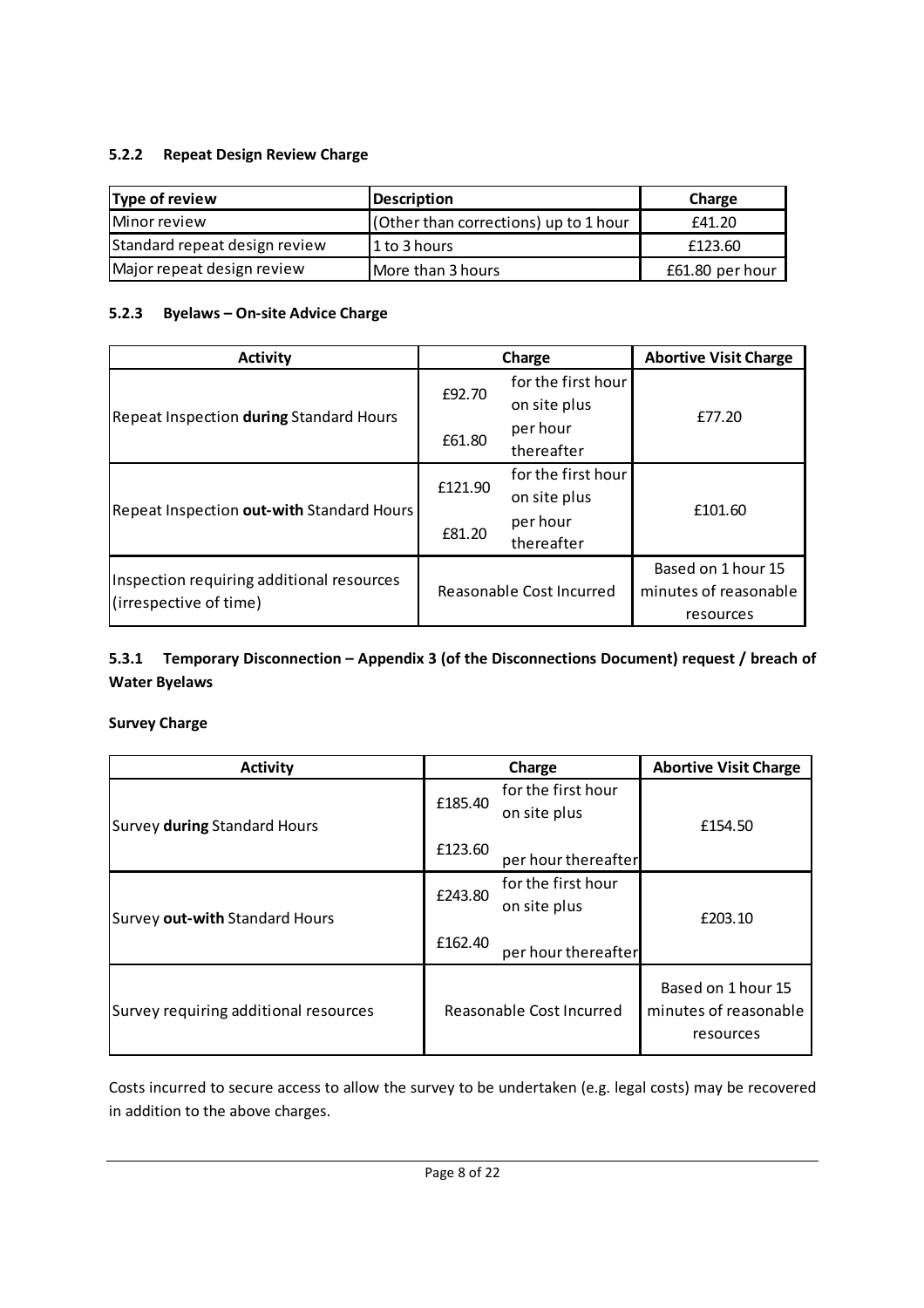### 5.2.2 Repeat Design Review Charge

| Type of review | Description | Charge |
|---|---|---|
| Minor review | (Other than corrections) up to 1 hour | £41.20 |
| Standard repeat design review | 1 to 3 hours | £123.60 |
| Major repeat design review | More than 3 hours | £61.80 per hour |

### 5.2.3 Byelaws – On-site Advice Charge

| Activity | Charge | | Abortive Visit Charge |
|---|---|---|---|
| Repeat Inspection **during** Standard Hours | £92.70 | for the first hour on site plus | £77.20 |
| | £61.80 | per hour thereafter | |
| Repeat Inspection **out-with** Standard Hours | £121.90 | for the first hour on site plus | £101.60 |
| | £81.20 | per hour thereafter | |
| Inspection requiring additional resources (irrespective of time) | Reasonable Cost Incurred | | Based on 1 hour 15 minutes of reasonable resources |

### 5.3.1 Temporary Disconnection – Appendix 3 (of the Disconnections Document) request / breach of Water Byelaws

**Survey Charge**

| Activity | Charge | | Abortive Visit Charge |
|---|---|---|---|
| Survey **during** Standard Hours | £185.40 | for the first hour on site plus | £154.50 |
| | £123.60 | per hour thereafter | |
| Survey **out-with** Standard Hours | £243.80 | for the first hour on site plus | £203.10 |
| | £162.40 | per hour thereafter | |
| Survey requiring additional resources | Reasonable Cost Incurred | | Based on 1 hour 15 minutes of reasonable resources |

Costs incurred to secure access to allow the survey to be undertaken (e.g. legal costs) may be recovered in addition to the above charges.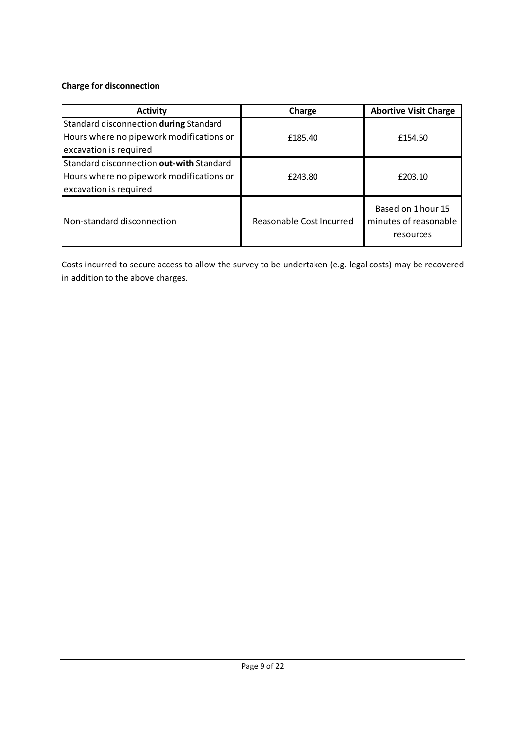**Charge for disconnection**

| Activity | Charge | Abortive Visit Charge |
| --- | --- | --- |
| Standard disconnection **during** Standard Hours where no pipework modifications or excavation is required | £185.40 | £154.50 |
| Standard disconnection **out-with** Standard Hours where no pipework modifications or excavation is required | £243.80 | £203.10 |
| Non-standard disconnection | Reasonable Cost Incurred | Based on 1 hour 15 minutes of reasonable resources |

Costs incurred to secure access to allow the survey to be undertaken (e.g. legal costs) may be recovered in addition to the above charges.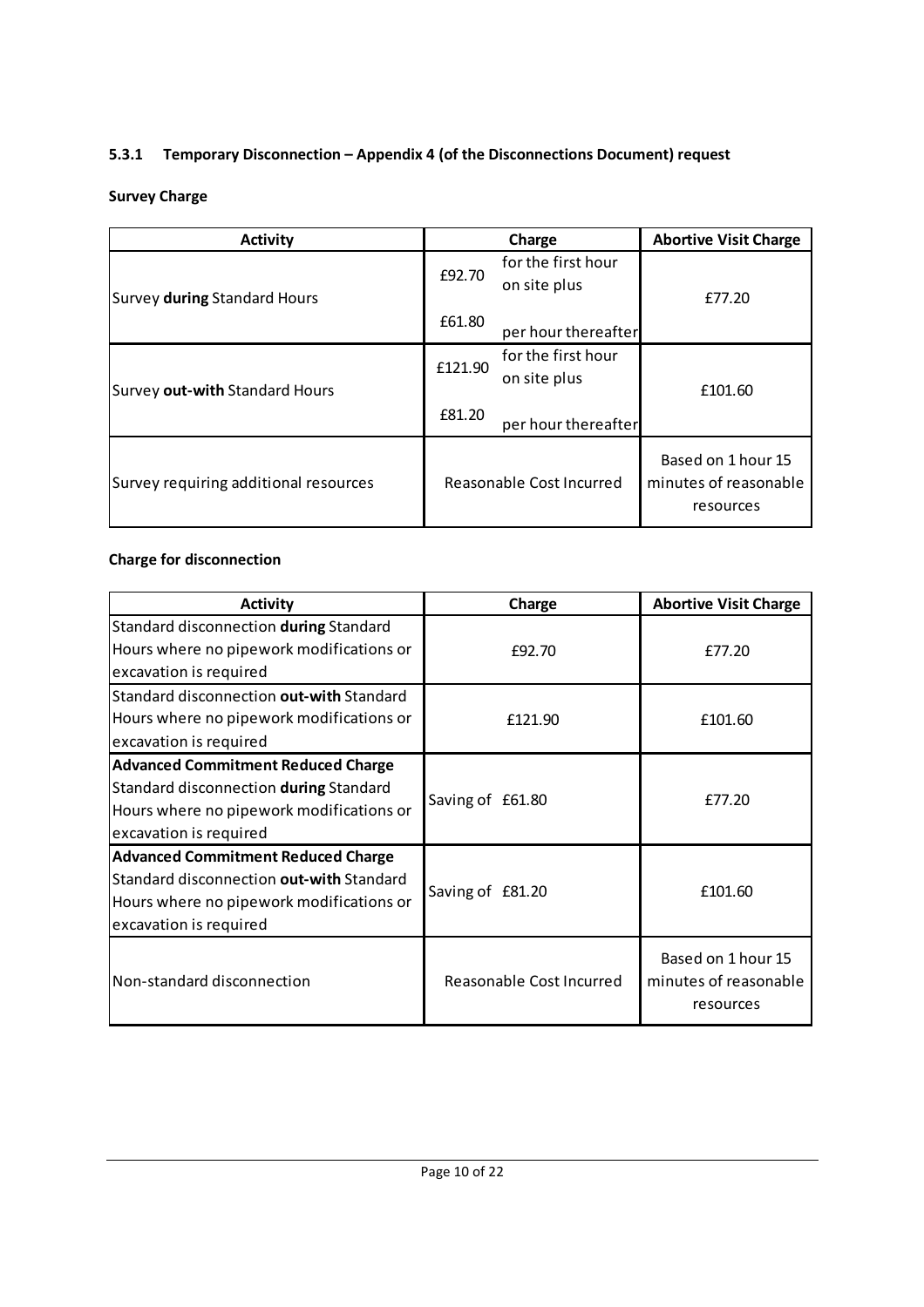### 5.3.1 Temporary Disconnection – Appendix 4 (of the Disconnections Document) request

**Survey Charge**

| Activity | Charge | Abortive Visit Charge |
|---|---|---|
| Survey **during** Standard Hours | £92.70 for the first hour on site plus £61.80 per hour thereafter | £77.20 |
| Survey **out-with** Standard Hours | £121.90 for the first hour on site plus £81.20 per hour thereafter | £101.60 |
| Survey requiring additional resources | Reasonable Cost Incurred | Based on 1 hour 15 minutes of reasonable resources |

**Charge for disconnection**

| Activity | Charge | Abortive Visit Charge |
|---|---|---|
| Standard disconnection **during** Standard Hours where no pipework modifications or excavation is required | £92.70 | £77.20 |
| Standard disconnection **out-with** Standard Hours where no pipework modifications or excavation is required | £121.90 | £101.60 |
| **Advanced Commitment Reduced Charge** Standard disconnection **during** Standard Hours where no pipework modifications or excavation is required | Saving of £61.80 | £77.20 |
| **Advanced Commitment Reduced Charge** Standard disconnection **out-with** Standard Hours where no pipework modifications or excavation is required | Saving of £81.20 | £101.60 |
| Non-standard disconnection | Reasonable Cost Incurred | Based on 1 hour 15 minutes of reasonable resources |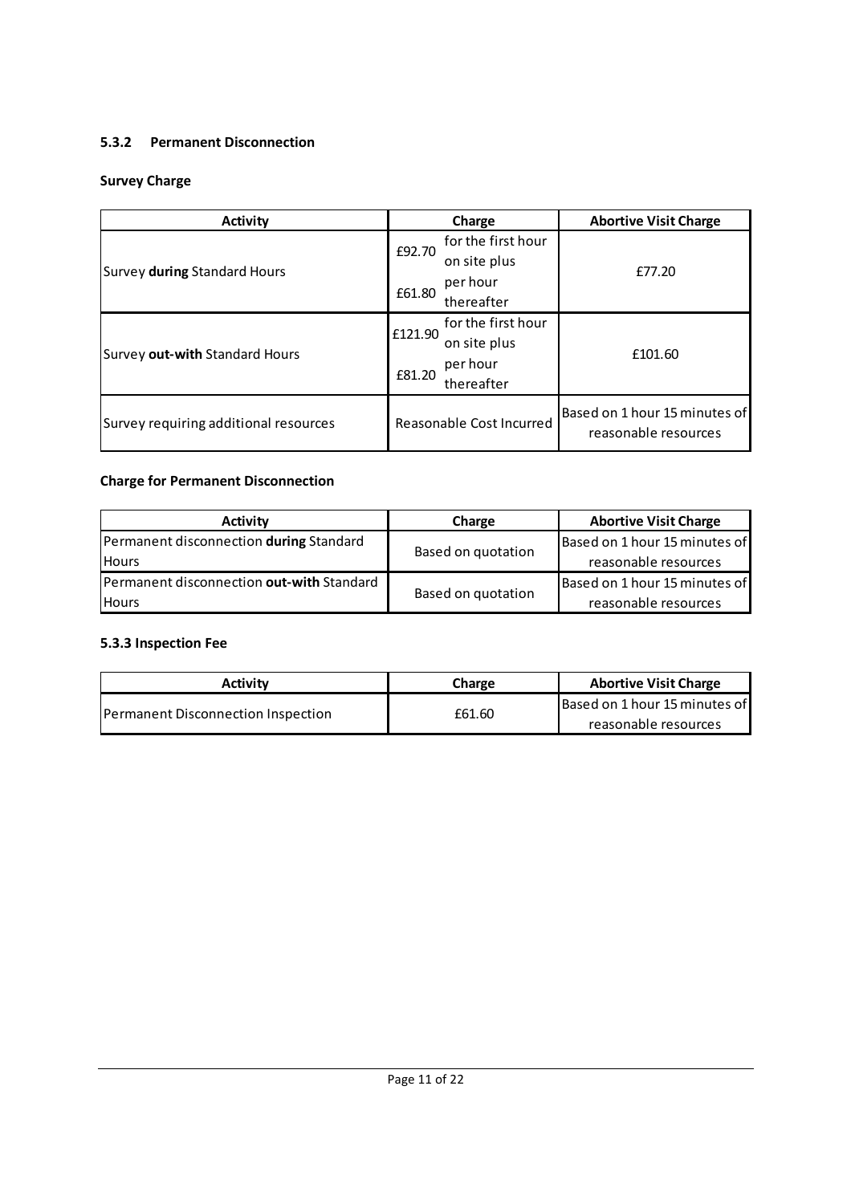### 5.3.2 Permanent Disconnection

**Survey Charge**

| Activity | Charge | Abortive Visit Charge |
|---|---|---|
| Survey **during** Standard Hours | £92.70 for the first hour on site plus £61.80 per hour thereafter | £77.20 |
| Survey **out-with** Standard Hours | £121.90 for the first hour on site plus £81.20 per hour thereafter | £101.60 |
| Survey requiring additional resources | Reasonable Cost Incurred | Based on 1 hour 15 minutes of reasonable resources |

**Charge for Permanent Disconnection**

| Activity | Charge | Abortive Visit Charge |
|---|---|---|
| Permanent disconnection **during** Standard Hours | Based on quotation | Based on 1 hour 15 minutes of reasonable resources |
| Permanent disconnection **out-with** Standard Hours | Based on quotation | Based on 1 hour 15 minutes of reasonable resources |

### 5.3.3 Inspection Fee

| Activity | Charge | Abortive Visit Charge |
|---|---|---|
| Permanent Disconnection Inspection | £61.60 | Based on 1 hour 15 minutes of reasonable resources |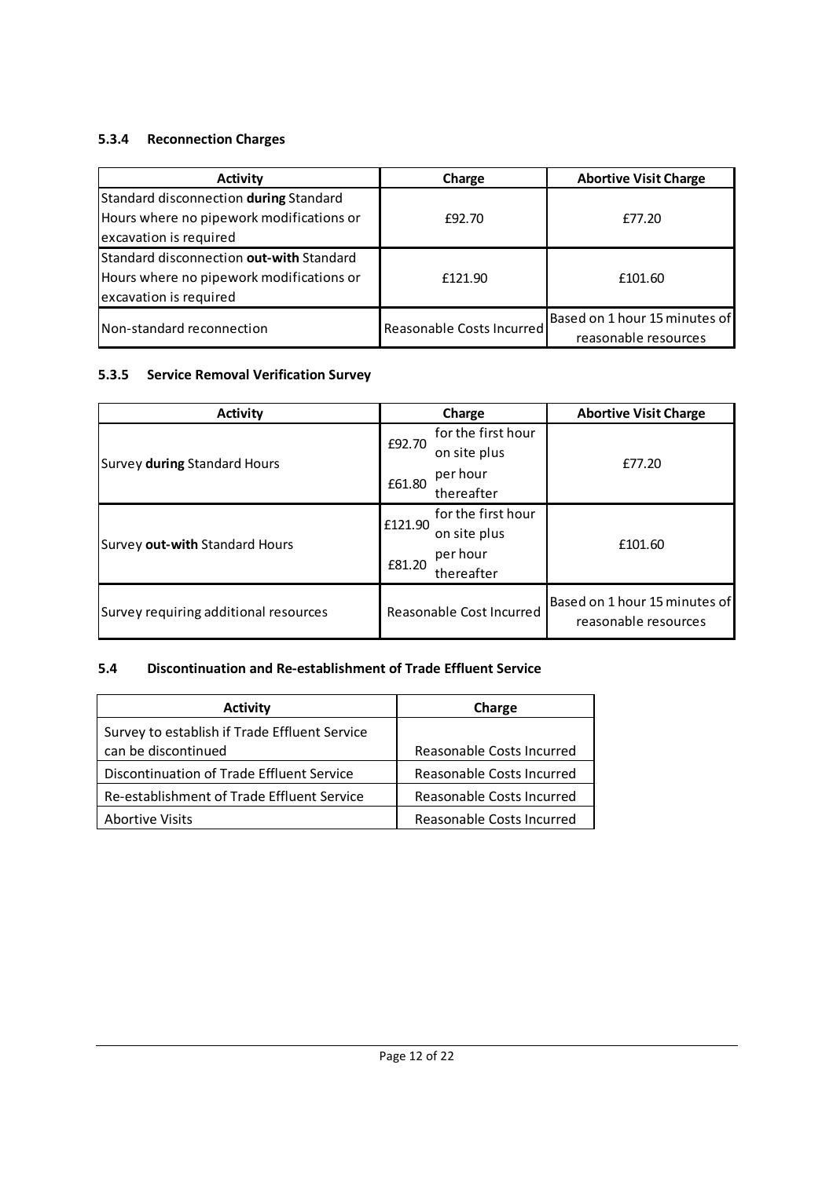#### 5.3.4 Reconnection Charges

| Activity | Charge | Abortive Visit Charge |
|---|---|---|
| Standard disconnection **during** Standard Hours where no pipework modifications or excavation is required | £92.70 | £77.20 |
| Standard disconnection **out-with** Standard Hours where no pipework modifications or excavation is required | £121.90 | £101.60 |
| Non-standard reconnection | Reasonable Costs Incurred | Based on 1 hour 15 minutes of reasonable resources |

#### 5.3.5 Service Removal Verification Survey

| Activity | Charge | Abortive Visit Charge |
|---|---|---|
| Survey **during** Standard Hours | £92.70 for the first hour on site plus £61.80 per hour thereafter | £77.20 |
| Survey **out-with** Standard Hours | £121.90 for the first hour on site plus £81.20 per hour thereafter | £101.60 |
| Survey requiring additional resources | Reasonable Cost Incurred | Based on 1 hour 15 minutes of reasonable resources |

### 5.4 Discontinuation and Re-establishment of Trade Effluent Service

| Activity | Charge |
|---|---|
| Survey to establish if Trade Effluent Service can be discontinued | Reasonable Costs Incurred |
| Discontinuation of Trade Effluent Service | Reasonable Costs Incurred |
| Re-establishment of Trade Effluent Service | Reasonable Costs Incurred |
| Abortive Visits | Reasonable Costs Incurred |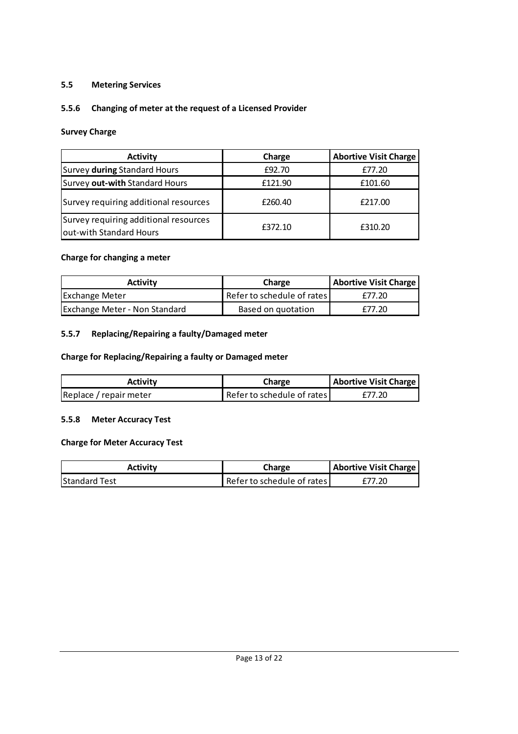## 5.5 Metering Services

### 5.5.6 Changing of meter at the request of a Licensed Provider

**Survey Charge**

| Activity | Charge | Abortive Visit Charge |
|---|---|---|
| Survey **during** Standard Hours | £92.70 | £77.20 |
| Survey **out-with** Standard Hours | £121.90 | £101.60 |
| Survey requiring additional resources | £260.40 | £217.00 |
| Survey requiring additional resources out-with Standard Hours | £372.10 | £310.20 |

**Charge for changing a meter**

| Activity | Charge | Abortive Visit Charge |
|---|---|---|
| Exchange Meter | Refer to schedule of rates | £77.20 |
| Exchange Meter - Non Standard | Based on quotation | £77.20 |

### 5.5.7 Replacing/Repairing a faulty/Damaged meter

**Charge for Replacing/Repairing a faulty or Damaged meter**

| Activity | Charge | Abortive Visit Charge |
|---|---|---|
| Replace / repair meter | Refer to schedule of rates | £77.20 |

### 5.5.8 Meter Accuracy Test

**Charge for Meter Accuracy Test**

| Activity | Charge | Abortive Visit Charge |
|---|---|---|
| Standard Test | Refer to schedule of rates | £77.20 |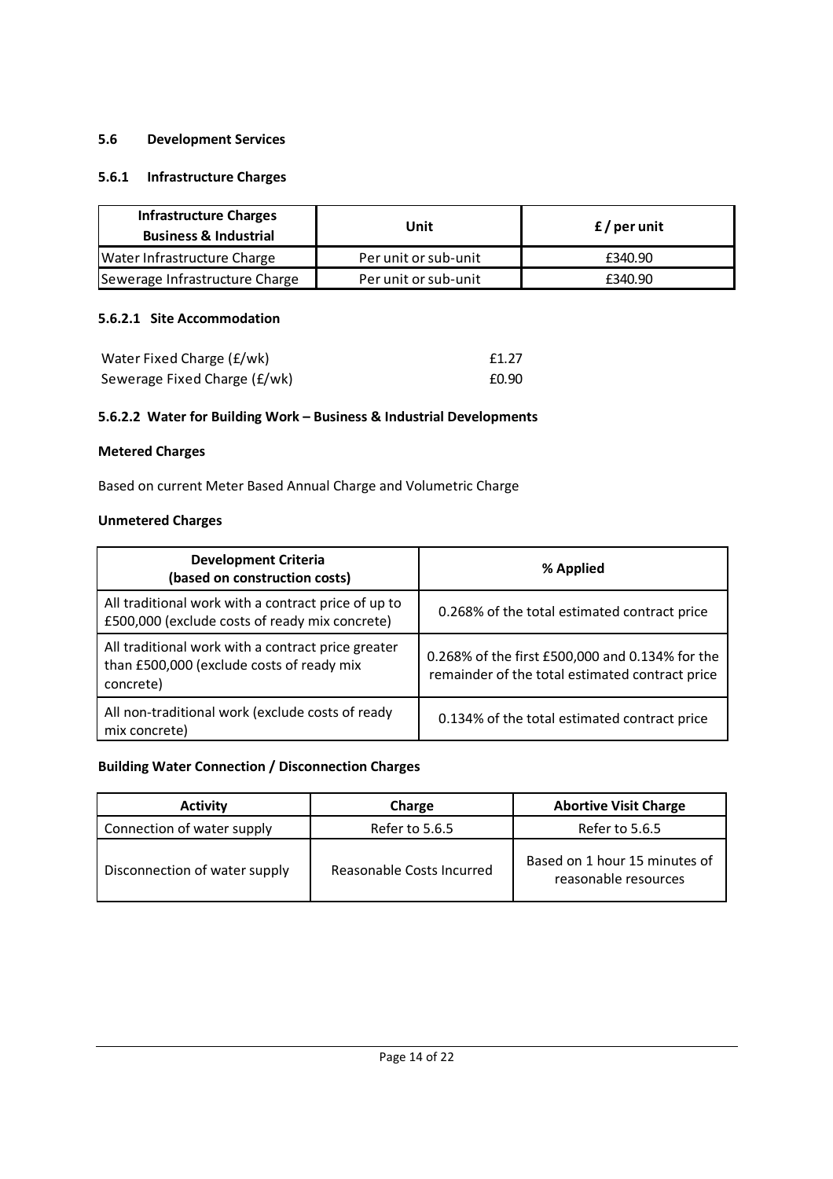## 5.6 Development Services

### 5.6.1 Infrastructure Charges

| Infrastructure Charges<br>Business & Industrial | Unit | £ / per unit |
|---|---|---|
| Water Infrastructure Charge | Per unit or sub-unit | £340.90 |
| Sewerage Infrastructure Charge | Per unit or sub-unit | £340.90 |

#### 5.6.2.1 Site Accommodation

| | |
|---|---|
| Water Fixed Charge (£/wk) | £1.27 |
| Sewerage Fixed Charge (£/wk) | £0.90 |

#### 5.6.2.2 Water for Building Work – Business & Industrial Developments

**Metered Charges**

Based on current Meter Based Annual Charge and Volumetric Charge

**Unmetered Charges**

| Development Criteria<br>(based on construction costs) | % Applied |
|---|---|
| All traditional work with a contract price of up to £500,000 (exclude costs of ready mix concrete) | 0.268% of the total estimated contract price |
| All traditional work with a contract price greater than £500,000 (exclude costs of ready mix concrete) | 0.268% of the first £500,000 and 0.134% for the remainder of the total estimated contract price |
| All non-traditional work (exclude costs of ready mix concrete) | 0.134% of the total estimated contract price |

**Building Water Connection / Disconnection Charges**

| Activity | Charge | Abortive Visit Charge |
|---|---|---|
| Connection of water supply | Refer to 5.6.5 | Refer to 5.6.5 |
| Disconnection of water supply | Reasonable Costs Incurred | Based on 1 hour 15 minutes of reasonable resources |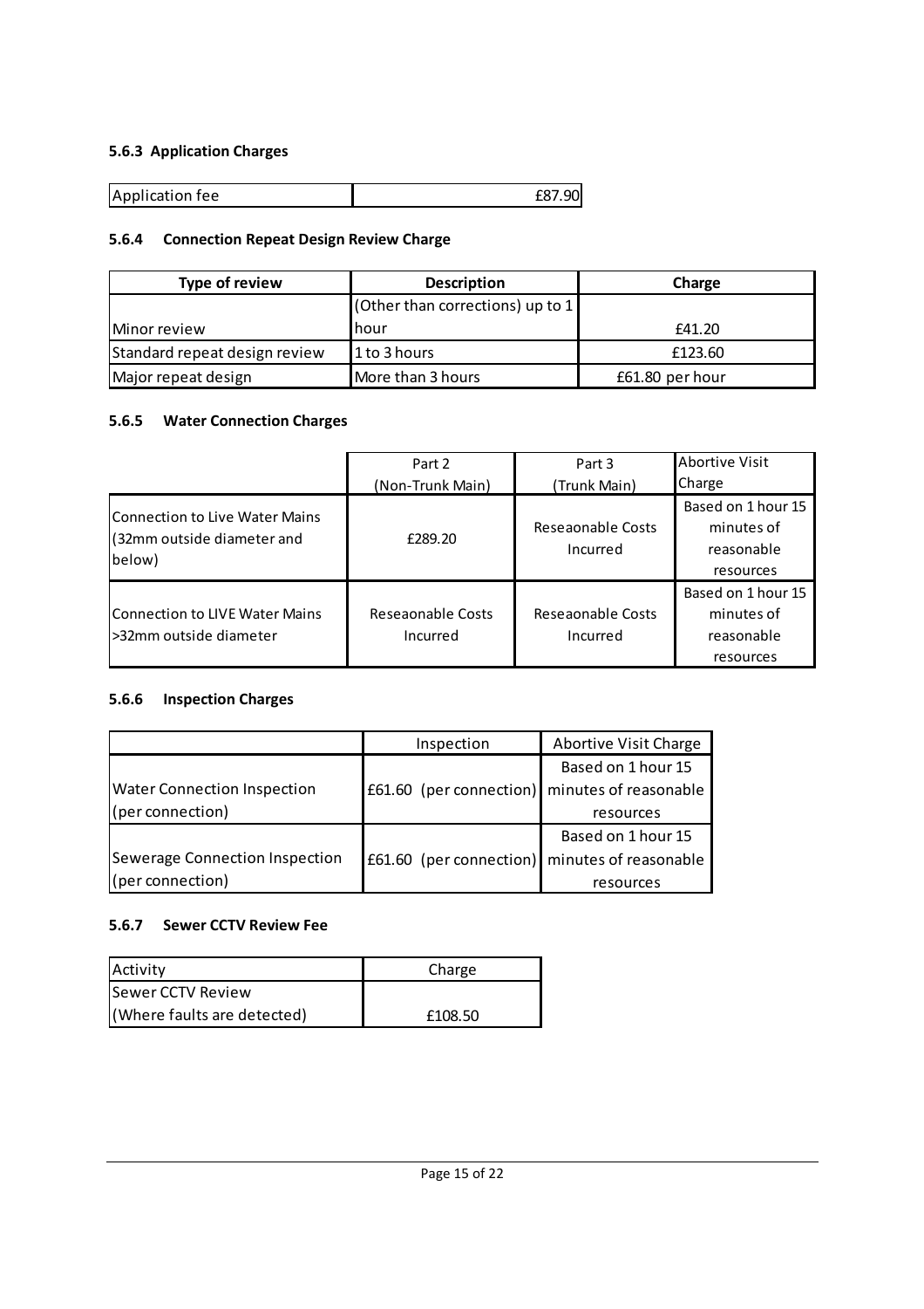### 5.6.3 Application Charges

| Application fee | £87.90 |
| --- | --- |

### 5.6.4 Connection Repeat Design Review Charge

| Type of review | Description | Charge |
| --- | --- | --- |
| Minor review | (Other than corrections) up to 1 hour | £41.20 |
| Standard repeat design review | 1 to 3 hours | £123.60 |
| Major repeat design | More than 3 hours | £61.80 per hour |

### 5.6.5 Water Connection Charges

| | Part 2 (Non-Trunk Main) | Part 3 (Trunk Main) | Abortive Visit Charge |
| --- | --- | --- | --- |
| Connection to Live Water Mains (32mm outside diameter and below) | £289.20 | Reseaonable Costs Incurred | Based on 1 hour 15 minutes of reasonable resources |
| Connection to LIVE Water Mains >32mm outside diameter | Reseaonable Costs Incurred | Reseaonable Costs Incurred | Based on 1 hour 15 minutes of reasonable resources |

### 5.6.6 Inspection Charges

| | Inspection | Abortive Visit Charge |
| --- | --- | --- |
| Water Connection Inspection (per connection) | £61.60 (per connection) | Based on 1 hour 15 minutes of reasonable resources |
| Sewerage Connection Inspection (per connection) | £61.60 (per connection) | Based on 1 hour 15 minutes of reasonable resources |

### 5.6.7 Sewer CCTV Review Fee

| Activity | Charge |
| --- | --- |
| Sewer CCTV Review (Where faults are detected) | £108.50 |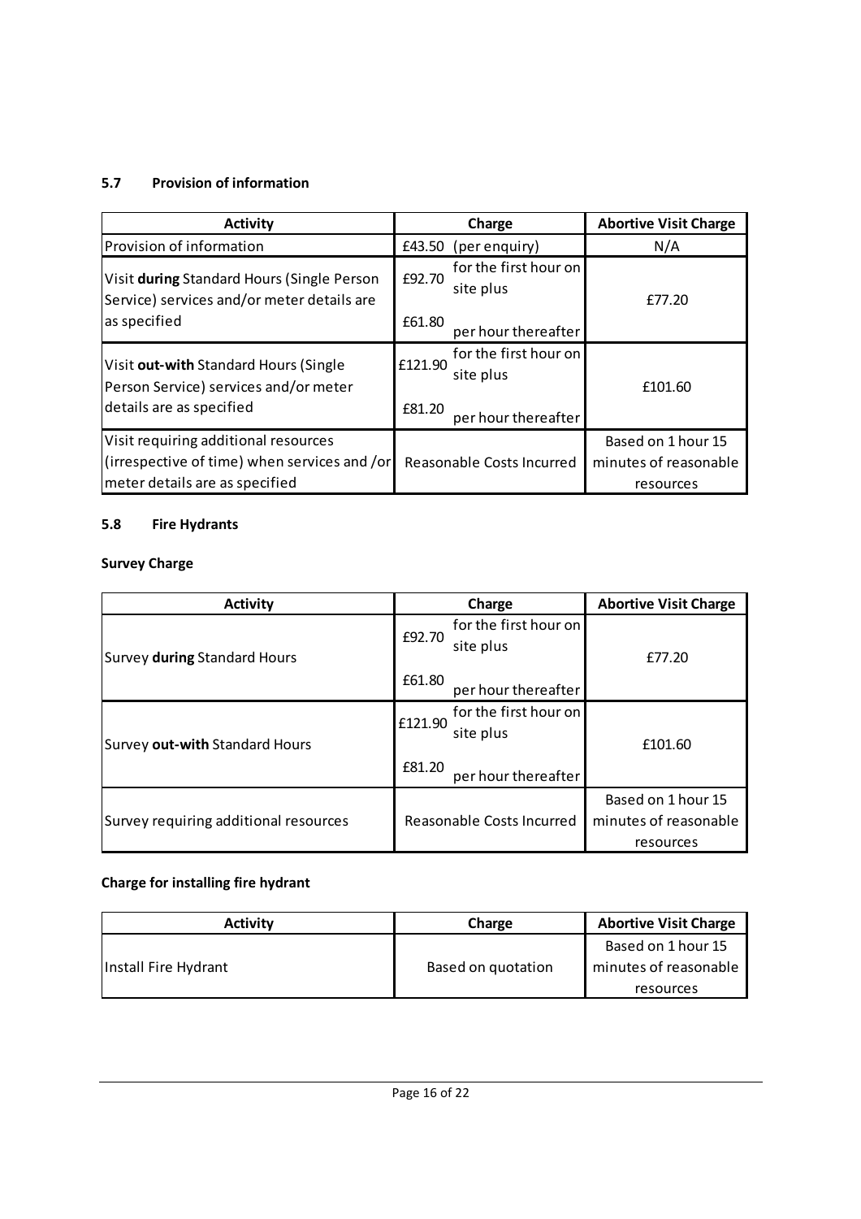### 5.7 Provision of information

| Activity | Charge | Abortive Visit Charge |
|---|---|---|
| Provision of information | £43.50 (per enquiry) | N/A |
| Visit **during** Standard Hours (Single Person Service) services and/or meter details are as specified | £92.70 for the first hour on site plus £61.80 per hour thereafter | £77.20 |
| Visit **out-with** Standard Hours (Single Person Service) services and/or meter details are as specified | £121.90 for the first hour on site plus £81.20 per hour thereafter | £101.60 |
| Visit requiring additional resources (irrespective of time) when services and /or meter details are as specified | Reasonable Costs Incurred | Based on 1 hour 15 minutes of reasonable resources |

### 5.8 Fire Hydrants

**Survey Charge**

| Activity | Charge | Abortive Visit Charge |
|---|---|---|
| Survey **during** Standard Hours | £92.70 for the first hour on site plus £61.80 per hour thereafter | £77.20 |
| Survey **out-with** Standard Hours | £121.90 for the first hour on site plus £81.20 per hour thereafter | £101.60 |
| Survey requiring additional resources | Reasonable Costs Incurred | Based on 1 hour 15 minutes of reasonable resources |

**Charge for installing fire hydrant**

| Activity | Charge | Abortive Visit Charge |
|---|---|---|
| Install Fire Hydrant | Based on quotation | Based on 1 hour 15 minutes of reasonable resources |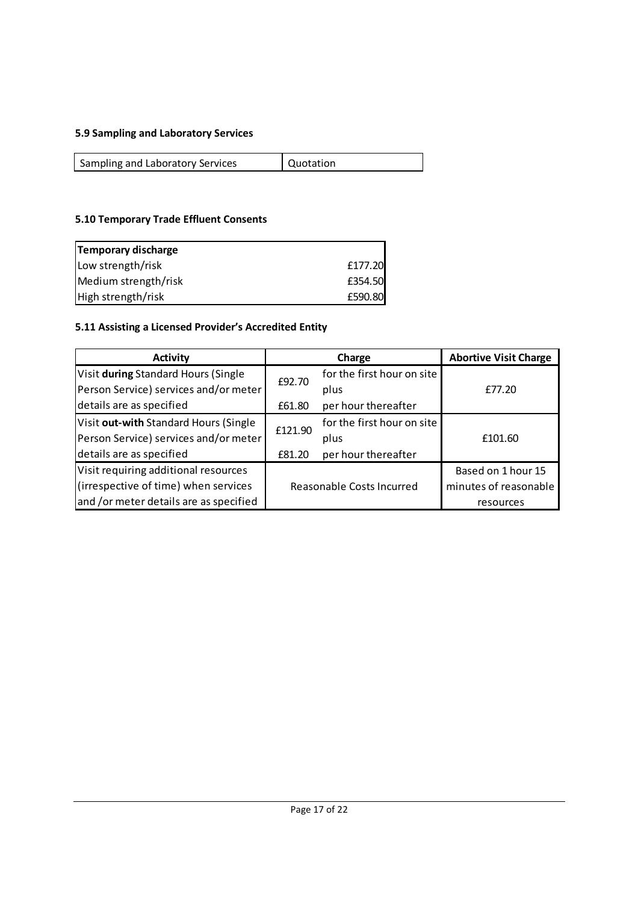### 5.9 Sampling and Laboratory Services

| Sampling and Laboratory Services | Quotation |
|---|---|

### 5.10 Temporary Trade Effluent Consents

| **Temporary discharge** | |
|---|---|
| Low strength/risk | £177.20 |
| Medium strength/risk | £354.50 |
| High strength/risk | £590.80 |

### 5.11 Assisting a Licensed Provider's Accredited Entity

| Activity | Charge | | Abortive Visit Charge |
|---|---|---|---|
| Visit **during** Standard Hours (Single Person Service) services and/or meter details are as specified | £92.70 | for the first hour on site plus | £77.20 |
| | £61.80 | per hour thereafter | |
| Visit **out-with** Standard Hours (Single Person Service) services and/or meter details are as specified | £121.90 | for the first hour on site plus | £101.60 |
| | £81.20 | per hour thereafter | |
| Visit requiring additional resources (irrespective of time) when services and /or meter details are as specified | Reasonable Costs Incurred | | Based on 1 hour 15 minutes of reasonable resources |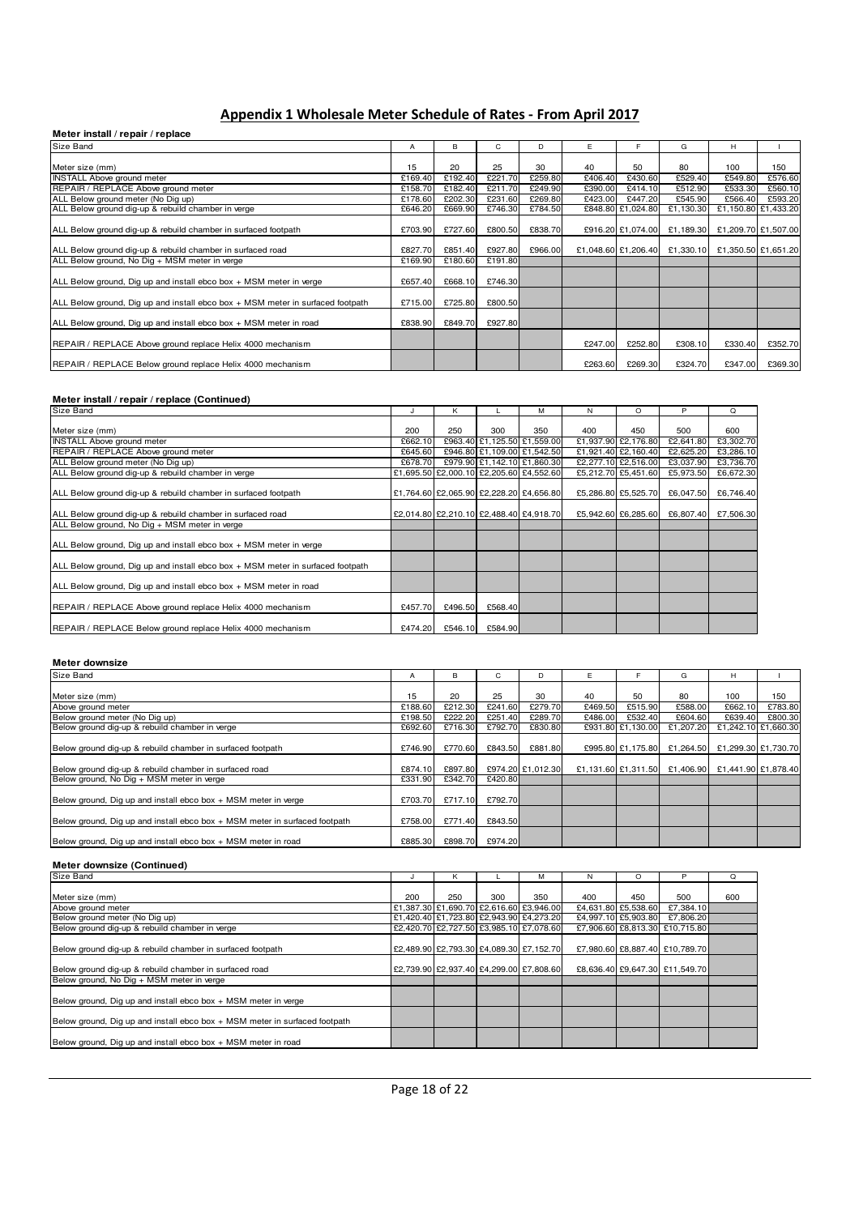# Appendix 1 Wholesale Meter Schedule of Rates - From April 2017

### Meter install / repair / replace

| Size Band | A | B | C | D | E | F | G | H | I |
|---|---|---|---|---|---|---|---|---|---|
| Meter size (mm) | 15 | 20 | 25 | 30 | 40 | 50 | 80 | 100 | 150 |
| INSTALL Above ground meter | £169.40 | £192.40 | £221.70 | £259.80 | £406.40 | £430.60 | £529.40 | £549.80 | £576.60 |
| REPAIR / REPLACE Above ground meter | £158.70 | £182.40 | £211.70 | £249.90 | £390.00 | £414.10 | £512.90 | £533.30 | £560.10 |
| ALL Below ground meter (No Dig up) | £178.60 | £202.30 | £231.60 | £269.80 | £423.00 | £447.20 | £545.90 | £566.40 | £593.20 |
| ALL Below ground dig-up & rebuild chamber in verge | £646.20 | £669.90 | £746.30 | £784.50 | £848.80 | £1,024.80 | £1,130.30 | £1,150.80 | £1,433.20 |
| ALL Below ground dig-up & rebuild chamber in surfaced footpath | £703.90 | £727.60 | £800.50 | £838.70 | £916.20 | £1,074.00 | £1,189.30 | £1,209.70 | £1,507.00 |
| ALL Below ground dig-up & rebuild chamber in surfaced road | £827.70 | £851.40 | £927.80 | £966.00 | £1,048.60 | £1,206.40 | £1,330.10 | £1,350.50 | £1,651.20 |
| ALL Below ground, No Dig + MSM meter in verge | £169.90 | £180.60 | £191.80 | | | | | | |
| ALL Below ground, Dig up and install ebco box + MSM meter in verge | £657.40 | £668.10 | £746.30 | | | | | | |
| ALL Below ground, Dig up and install ebco box + MSM meter in surfaced footpath | £715.00 | £725.80 | £800.50 | | | | | | |
| ALL Below ground, Dig up and install ebco box + MSM meter in road | £838.90 | £849.70 | £927.80 | | | | | | |
| REPAIR / REPLACE Above ground replace Helix 4000 mechanism | | | | | £247.00 | £252.80 | £308.10 | £330.40 | £352.70 |
| REPAIR / REPLACE Below ground replace Helix 4000 mechanism | | | | | £263.60 | £269.30 | £324.70 | £347.00 | £369.30 |

### Meter install / repair / replace (Continued)

| Size Band | J | K | L | M | N | O | P | Q |
|---|---|---|---|---|---|---|---|---|
| Meter size (mm) | 200 | 250 | 300 | 350 | 400 | 450 | 500 | 600 |
| INSTALL Above ground meter | £662.10 | £963.40 | £1,125.50 | £1,559.00 | £1,937.90 | £2,176.80 | £2,641.80 | £3,302.70 |
| REPAIR / REPLACE Above ground meter | £645.60 | £946.80 | £1,109.00 | £1,542.50 | £1,921.40 | £2,160.40 | £2,625.20 | £3,286.10 |
| ALL Below ground meter (No Dig up) | £678.70 | £979.90 | £1,142.10 | £1,860.30 | £2,277.10 | £2,516.00 | £3,037.90 | £3,736.70 |
| ALL Below ground dig-up & rebuild chamber in verge | £1,695.50 | £2,000.10 | £2,205.60 | £4,552.60 | £5,212.70 | £5,451.60 | £5,973.50 | £6,672.30 |
| ALL Below ground dig-up & rebuild chamber in surfaced footpath | £1,764.60 | £2,065.90 | £2,228.20 | £4,656.80 | £5,286.80 | £5,525.70 | £6,047.50 | £6,746.40 |
| ALL Below ground dig-up & rebuild chamber in surfaced road | £2,014.80 | £2,210.10 | £2,488.40 | £4,918.70 | £5,942.60 | £6,285.60 | £6,807.40 | £7,506.30 |
| ALL Below ground, No Dig + MSM meter in verge | | | | | | | | |
| ALL Below ground, Dig up and install ebco box + MSM meter in verge | | | | | | | | |
| ALL Below ground, Dig up and install ebco box + MSM meter in surfaced footpath | | | | | | | | |
| ALL Below ground, Dig up and install ebco box + MSM meter in road | | | | | | | | |
| REPAIR / REPLACE Above ground replace Helix 4000 mechanism | £457.70 | £496.50 | £568.40 | | | | | |
| REPAIR / REPLACE Below ground replace Helix 4000 mechanism | £474.20 | £546.10 | £584.90 | | | | | |

### Meter downsize

| Size Band | A | B | C | D | E | F | G | H | I |
|---|---|---|---|---|---|---|---|---|---|
| Meter size (mm) | 15 | 20 | 25 | 30 | 40 | 50 | 80 | 100 | 150 |
| Above ground meter | £188.60 | £212.30 | £241.60 | £279.70 | £469.50 | £515.90 | £588.00 | £662.10 | £783.80 |
| Below ground meter (No Dig up) | £198.50 | £222.20 | £251.40 | £289.70 | £486.00 | £532.40 | £604.60 | £639.40 | £800.30 |
| Below ground dig-up & rebuild chamber in verge | £692.60 | £716.30 | £792.70 | £830.80 | £931.80 | £1,130.00 | £1,207.20 | £1,242.10 | £1,660.30 |
| Below ground dig-up & rebuild chamber in surfaced footpath | £746.90 | £770.60 | £843.50 | £881.80 | £995.80 | £1,175.80 | £1,264.50 | £1,299.30 | £1,730.70 |
| Below ground dig-up & rebuild chamber in surfaced road | £874.10 | £897.80 | £974.20 | £1,012.30 | £1,131.60 | £1,311.50 | £1,406.90 | £1,441.90 | £1,878.40 |
| Below ground, No Dig + MSM meter in verge | £331.90 | £342.70 | £420.80 | | | | | | |
| Below ground, Dig up and install ebco box + MSM meter in verge | £703.70 | £717.10 | £792.70 | | | | | | |
| Below ground, Dig up and install ebco box + MSM meter in surfaced footpath | £758.00 | £771.40 | £843.50 | | | | | | |
| Below ground, Dig up and install ebco box + MSM meter in road | £885.30 | £898.70 | £974.20 | | | | | | |

### Meter downsize (Continued)

| Size Band | J | K | L | M | N | O | P | Q |
|---|---|---|---|---|---|---|---|---|
| Meter size (mm) | 200 | 250 | 300 | 350 | 400 | 450 | 500 | 600 |
| Above ground meter | £1,387.30 | £1,690.70 | £2,616.60 | £3,946.00 | £4,631.80 | £5,538.60 | £7,384.10 | |
| Below ground meter (No Dig up) | £1,420.40 | £1,723.80 | £2,943.90 | £4,273.20 | £4,997.10 | £5,903.80 | £7,806.20 | |
| Below ground dig-up & rebuild chamber in verge | £2,420.70 | £2,727.50 | £3,985.10 | £7,078.60 | £7,906.60 | £8,813.30 | £10,715.80 | |
| Below ground dig-up & rebuild chamber in surfaced footpath | £2,489.90 | £2,793.30 | £4,089.30 | £7,152.70 | £7,980.60 | £8,887.40 | £10,789.70 | |
| Below ground dig-up & rebuild chamber in surfaced road | £2,739.90 | £2,937.40 | £4,299.00 | £7,808.60 | £8,636.40 | £9,647.30 | £11,549.70 | |
| Below ground, No Dig + MSM meter in verge | | | | | | | | |
| Below ground, Dig up and install ebco box + MSM meter in verge | | | | | | | | |
| Below ground, Dig up and install ebco box + MSM meter in surfaced footpath | | | | | | | | |
| Below ground, Dig up and install ebco box + MSM meter in road | | | | | | | | |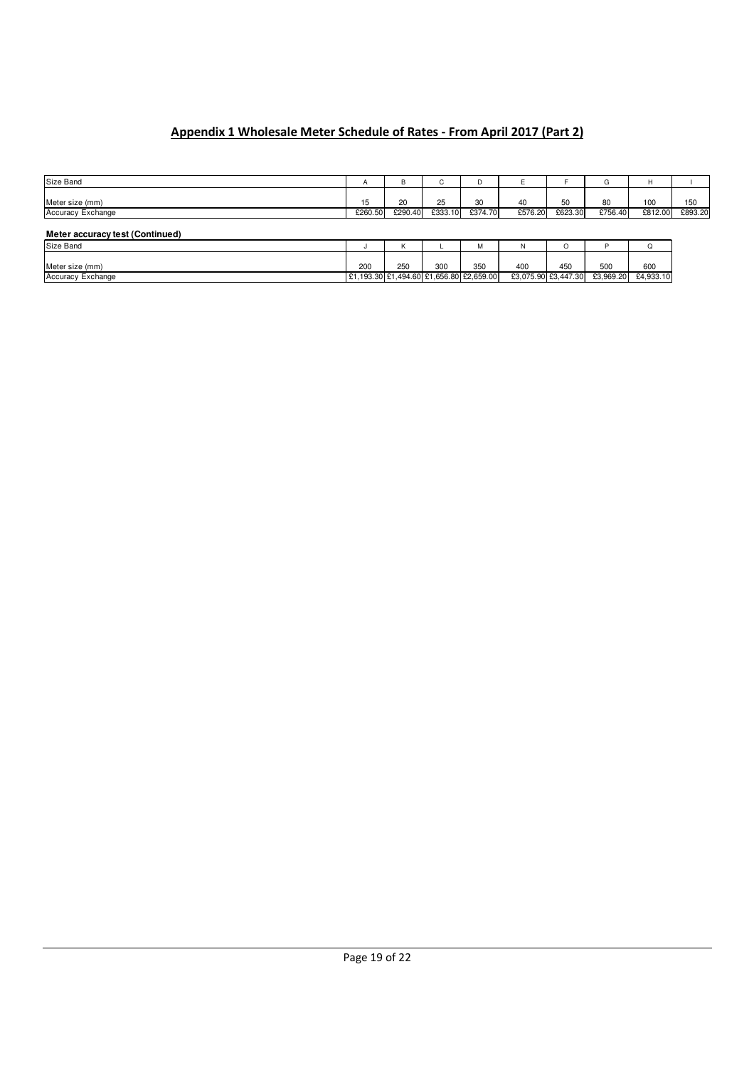## Appendix 1 Wholesale Meter Schedule of Rates - From April 2017 (Part 2)

| Size Band | A | B | C | D | E | F | G | H | I |
|---|---|---|---|---|---|---|---|---|---|
| Meter size (mm) | 15 | 20 | 25 | 30 | 40 | 50 | 80 | 100 | 150 |
| Accuracy Exchange | £260.50 | £290.40 | £333.10 | £374.70 | £576.20 | £623.30 | £756.40 | £812.00 | £893.20 |

**Meter accuracy test (Continued)**

| Size Band | J | K | L | M | N | O | P | Q |
|---|---|---|---|---|---|---|---|---|
| Meter size (mm) | 200 | 250 | 300 | 350 | 400 | 450 | 500 | 600 |
| Accuracy Exchange | £1,193.30 | £1,494.60 | £1,656.80 | £2,659.00 | £3,075.90 | £3,447.30 | £3,969.20 | £4,933.10 |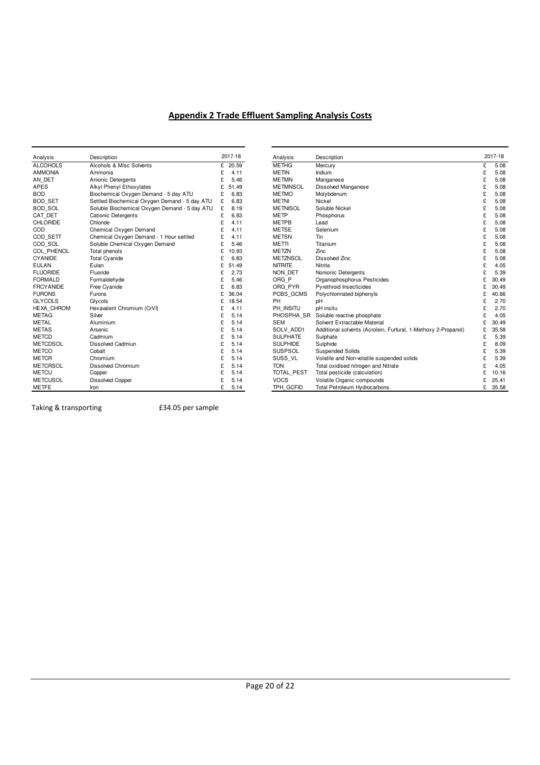## Appendix 2 Trade Effluent Sampling Analysis Costs

| Analysis | Description | 2017-18 |
|---|---|---|
| ALCOHOLS | Alcohols & Misc Solvents | £ 20.59 |
| AMMONIA | Ammonia | £ 4.11 |
| AN_DET | Anionic Detergents | £ 5.46 |
| APES | Alkyl Phenyl Ethoxylates | £ 51.49 |
| BOD | Biochemical Oxygen Demand - 5 day ATU | £ 6.83 |
| BOD_SET | Settled Biochemical Oxygen Demand - 5 day ATU | £ 6.83 |
| BOD_SOL | Soluble Biochemical Oxygen Demand - 5 day ATU | £ 8.19 |
| CAT_DET | Cationic Detergents | £ 6.83 |
| CHLORIDE | Chloride | £ 4.11 |
| COD | Chemical Oxygen Demand | £ 4.11 |
| COD_SETT | Chemical Oxygen Demand - 1 Hour settled | £ 4.11 |
| COD_SOL | Soluble Chemical Oxygen Demand | £ 5.46 |
| COL_PHENOL | Total phenols | £ 10.93 |
| CYANIDE | Total Cyanide | £ 6.83 |
| EULAN | Eulan | £ 51.49 |
| FLUORIDE | Fluoride | £ 2.73 |
| FORMALD | Formaldehyde | £ 5.46 |
| FRCYANIDE | Free Cyanide | £ 6.83 |
| FURONS | Furons | £ 36.04 |
| GLYCOLS | Glycols | £ 18.54 |
| HEXA_CHROM | Hexavalent Chromium (CrVI) | £ 4.11 |
| METAG | Silver | £ 5.14 |
| METAL | Aluminium | £ 5.14 |
| METAS | Arsenic | £ 5.14 |
| METCD | Cadmium | £ 5.14 |
| METCDSOL | Dissolved Cadmiun | £ 5.14 |
| METCO | Cobalt | £ 5.14 |
| METCR | Chromium | £ 5.14 |
| METCRSOL | Dissolved Chromium | £ 5.14 |
| METCU | Copper | £ 5.14 |
| METCUSOL | Dissolved Copper | £ 5.14 |
| METFE | Iron | £ 5.14 |
| METHG | Mercury | £ 5.08 |
| METIN | Indium | £ 5.08 |
| METMN | Manganese | £ 5.08 |
| METMNSOL | Dissolved Manganese | £ 5.08 |
| METMO | Molybdenum | £ 5.08 |
| METNI | Nickel | £ 5.08 |
| METNISOL | Soluble Nickel | £ 5.08 |
| METP | Phosphorus | £ 5.08 |
| METPB | Lead | £ 5.08 |
| METSE | Selenium | £ 5.08 |
| METSN | Tin | £ 5.08 |
| METTI | Titanium | £ 5.08 |
| METZN | Zinc | £ 5.08 |
| METZNSOL | Dissolved Zinc | £ 5.08 |
| NITRITE | Nitrite | £ 4.05 |
| NON_DET | Nonionic Detergents | £ 5.39 |
| ORG_P | Organophosphorus Pesticides | £ 30.49 |
| ORG_PYR | Pyrethroid Insecticides | £ 30.49 |
| PCBS_GCMS | Polychlorinated biphenyls | £ 40.66 |
| PH | pH | £ 2.70 |
| PH_INSITU | pH insitu | £ 2.70 |
| PHOSPHA_SR | Soluble reactive phosphate | £ 4.05 |
| SEM | Solvent Extractable Material | £ 30.49 |
| SOLV_ADD1 | Additional solvents (Acrolein, Furfural, 1-Methoxy 2-Propanol) | £ 35.58 |
| SULPHATE | Sulphate | £ 5.39 |
| SULPHIDE | Sulphide | £ 8.09 |
| SUSPSOL | Suspended Solids | £ 5.39 |
| SUSS_VL | Volatile and Non-volatile suspended solids | £ 5.39 |
| TON | Total oxidised nitrogen and Nitrate | £ 4.05 |
| TOTAL_PEST | Total pesticide (calculation) | £ 10.16 |
| VOCS | Volatile Organic compounds | £ 25.41 |
| TPH_GCFID | Total Petroleum Hydrocarbons | £ 35.58 |

Taking & transporting £34.05 per sample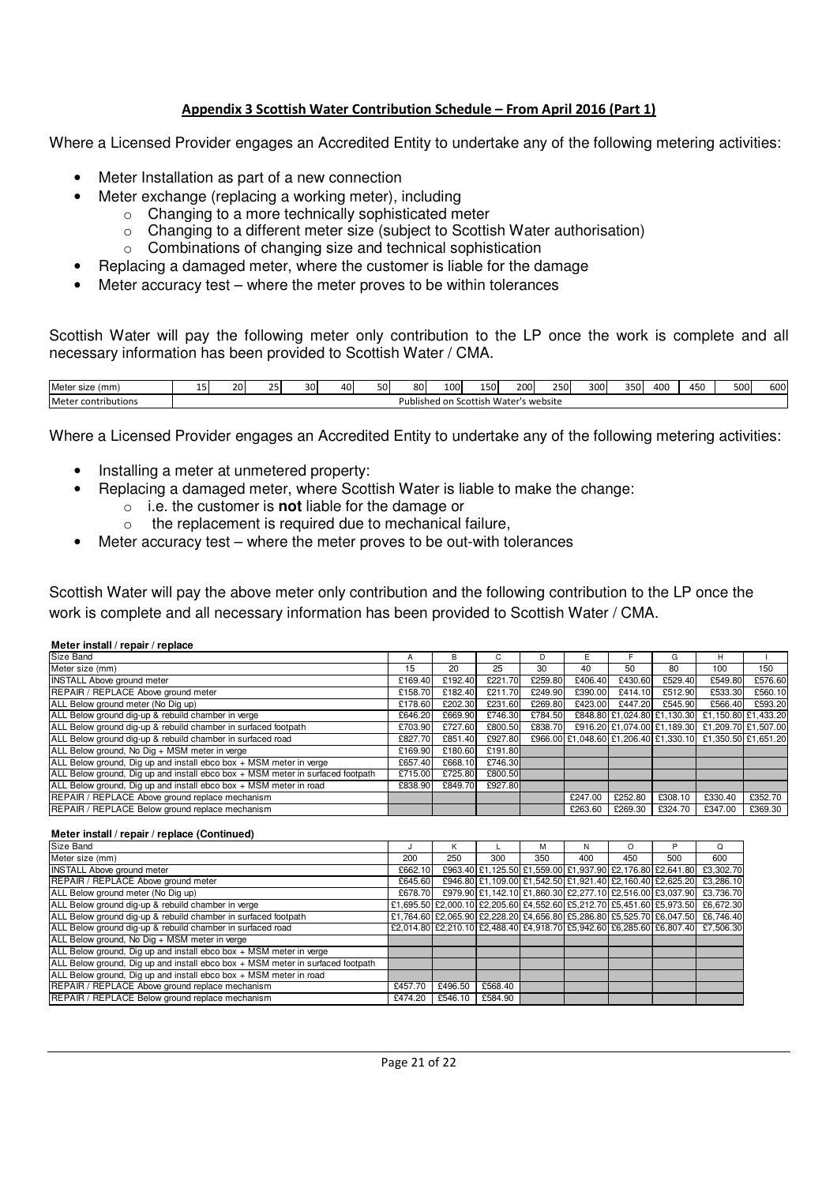**Appendix 3 Scottish Water Contribution Schedule – From April 2016 (Part 1)**

Where a Licensed Provider engages an Accredited Entity to undertake any of the following metering activities:

- Meter Installation as part of a new connection
- Meter exchange (replacing a working meter), including
  - Changing to a more technically sophisticated meter
  - Changing to a different meter size (subject to Scottish Water authorisation)
  - Combinations of changing size and technical sophistication
- Replacing a damaged meter, where the customer is liable for the damage
- Meter accuracy test – where the meter proves to be within tolerances

Scottish Water will pay the following meter only contribution to the LP once the work is complete and all necessary information has been provided to Scottish Water / CMA.

| Meter size (mm) | 15 | 20 | 25 | 30 | 40 | 50 | 80 | 100 | 150 | 200 | 250 | 300 | 350 | 400 | 450 | 500 | 600 |
|---|---|---|---|---|---|---|---|---|---|---|---|---|---|---|---|---|---|
| Meter contributions | Published on Scottish Water's website | | | | | | | | | | | | | | | | |

Where a Licensed Provider engages an Accredited Entity to undertake any of the following metering activities:

- Installing a meter at unmetered property:
- Replacing a damaged meter, where Scottish Water is liable to make the change:
  - i.e. the customer is **not** liable for the damage or
  - the replacement is required due to mechanical failure,
- Meter accuracy test – where the meter proves to be out-with tolerances

Scottish Water will pay the above meter only contribution and the following contribution to the LP once the work is complete and all necessary information has been provided to Scottish Water / CMA.

**Meter install / repair / replace**

| Size Band | A | B | C | D | E | F | G | H | I |
|---|---|---|---|---|---|---|---|---|---|
| Meter size (mm) | 15 | 20 | 25 | 30 | 40 | 50 | 80 | 100 | 150 |
| INSTALL Above ground meter | £169.40 | £192.40 | £221.70 | £259.80 | £406.40 | £430.60 | £529.40 | £549.80 | £576.60 |
| REPAIR / REPLACE Above ground meter | £158.70 | £182.40 | £211.70 | £249.90 | £390.00 | £414.10 | £512.90 | £533.30 | £560.10 |
| ALL Below ground meter (No Dig up) | £178.60 | £202.30 | £231.60 | £269.80 | £423.00 | £447.20 | £545.90 | £566.40 | £593.20 |
| ALL Below ground dig-up & rebuild chamber in verge | £646.20 | £669.90 | £746.30 | £784.50 | £848.80 | £1,024.80 | £1,130.30 | £1,150.80 | £1,433.20 |
| ALL Below ground dig-up & rebuild chamber in surfaced footpath | £703.90 | £727.60 | £800.50 | £838.70 | £916.20 | £1,074.00 | £1,189.30 | £1,209.70 | £1,507.00 |
| ALL Below ground dig-up & rebuild chamber in surfaced road | £827.70 | £851.40 | £927.80 | £966.00 | £1,048.60 | £1,206.40 | £1,330.10 | £1,350.50 | £1,651.20 |
| ALL Below ground, No Dig + MSM meter in verge | £169.90 | £180.60 | £191.80 | | | | | | |
| ALL Below ground, Dig up and install ebco box + MSM meter in verge | £657.40 | £668.10 | £746.30 | | | | | | |
| ALL Below ground, Dig up and install ebco box + MSM meter in surfaced footpath | £715.00 | £725.80 | £800.50 | | | | | | |
| ALL Below ground, Dig up and install ebco box + MSM meter in road | £838.90 | £849.70 | £927.80 | | | | | | |
| REPAIR / REPLACE Above ground replace mechanism | | | | | £247.00 | £252.80 | £308.10 | £330.40 | £352.70 |
| REPAIR / REPLACE Below ground replace mechanism | | | | | £263.60 | £269.30 | £324.70 | £347.00 | £369.30 |

**Meter install / repair / replace (Continued)**

| Size Band | J | K | L | M | N | O | P | Q |
|---|---|---|---|---|---|---|---|---|
| Meter size (mm) | 200 | 250 | 300 | 350 | 400 | 450 | 500 | 600 |
| INSTALL Above ground meter | £662.10 | £963.40 | £1,125.50 | £1,559.00 | £1,937.90 | £2,176.80 | £2,641.80 | £3,302.70 |
| REPAIR / REPLACE Above ground meter | £645.60 | £946.80 | £1,109.00 | £1,542.50 | £1,921.40 | £2,160.40 | £2,625.20 | £3,286.10 |
| ALL Below ground meter (No Dig up) | £678.70 | £979.90 | £1,142.10 | £1,860.30 | £2,277.10 | £2,516.00 | £3,037.90 | £3,736.70 |
| ALL Below ground dig-up & rebuild chamber in verge | £1,695.50 | £2,000.10 | £2,205.60 | £4,552.60 | £5,212.70 | £5,451.60 | £5,973.50 | £6,672.30 |
| ALL Below ground dig-up & rebuild chamber in surfaced footpath | £1,764.60 | £2,065.90 | £2,228.20 | £4,656.80 | £5,286.80 | £5,525.70 | £6,047.50 | £6,746.40 |
| ALL Below ground dig-up & rebuild chamber in surfaced road | £2,014.80 | £2,210.10 | £2,488.40 | £4,918.70 | £5,942.60 | £6,285.60 | £6,807.40 | £7,506.30 |
| ALL Below ground, No Dig + MSM meter in verge | | | | | | | | |
| ALL Below ground, Dig up and install ebco box + MSM meter in verge | | | | | | | | |
| ALL Below ground, Dig up and install ebco box + MSM meter in surfaced footpath | | | | | | | | |
| ALL Below ground, Dig up and install ebco box + MSM meter in road | | | | | | | | |
| REPAIR / REPLACE Above ground replace mechanism | £457.70 | £496.50 | £568.40 | | | | | |
| REPAIR / REPLACE Below ground replace mechanism | £474.20 | £546.10 | £584.90 | | | | | |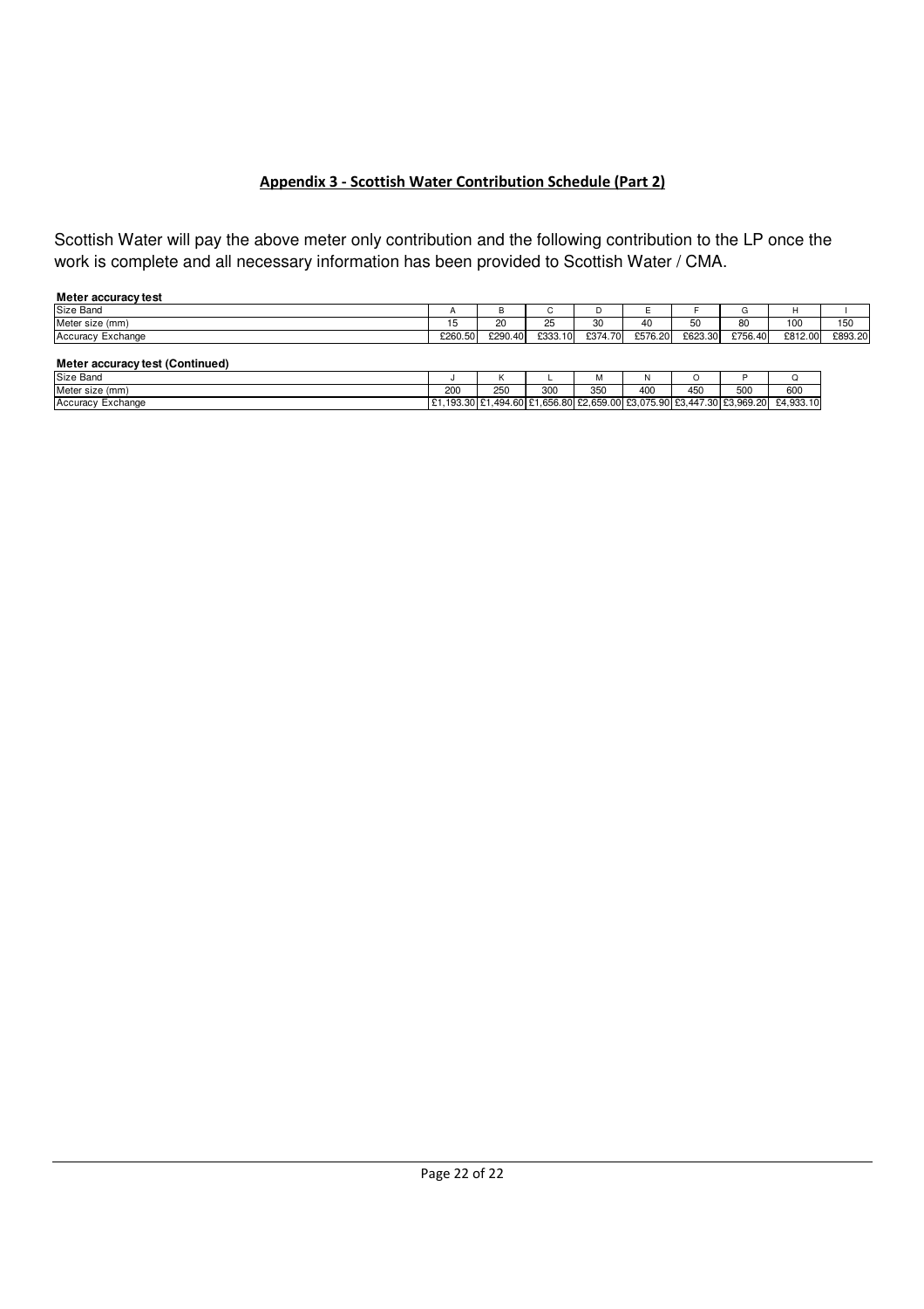## Appendix 3 - Scottish Water Contribution Schedule (Part 2)

Scottish Water will pay the above meter only contribution and the following contribution to the LP once the work is complete and all necessary information has been provided to Scottish Water / CMA.

**Meter accuracy test**

| Size Band | A | B | C | D | E | F | G | H | I |
|---|---|---|---|---|---|---|---|---|---|
| Meter size (mm) | 15 | 20 | 25 | 30 | 40 | 50 | 80 | 100 | 150 |
| Accuracy Exchange | £260.50 | £290.40 | £333.10 | £374.70 | £576.20 | £623.30 | £756.40 | £812.00 | £893.20 |

**Meter accuracy test (Continued)**

| Size Band | J | K | L | M | N | O | P | Q |
|---|---|---|---|---|---|---|---|---|
| Meter size (mm) | 200 | 250 | 300 | 350 | 400 | 450 | 500 | 600 |
| Accuracy Exchange | £1,193.30 | £1,494.60 | £1,656.80 | £2,659.00 | £3,075.90 | £3,447.30 | £3,969.20 | £4,933.10 |